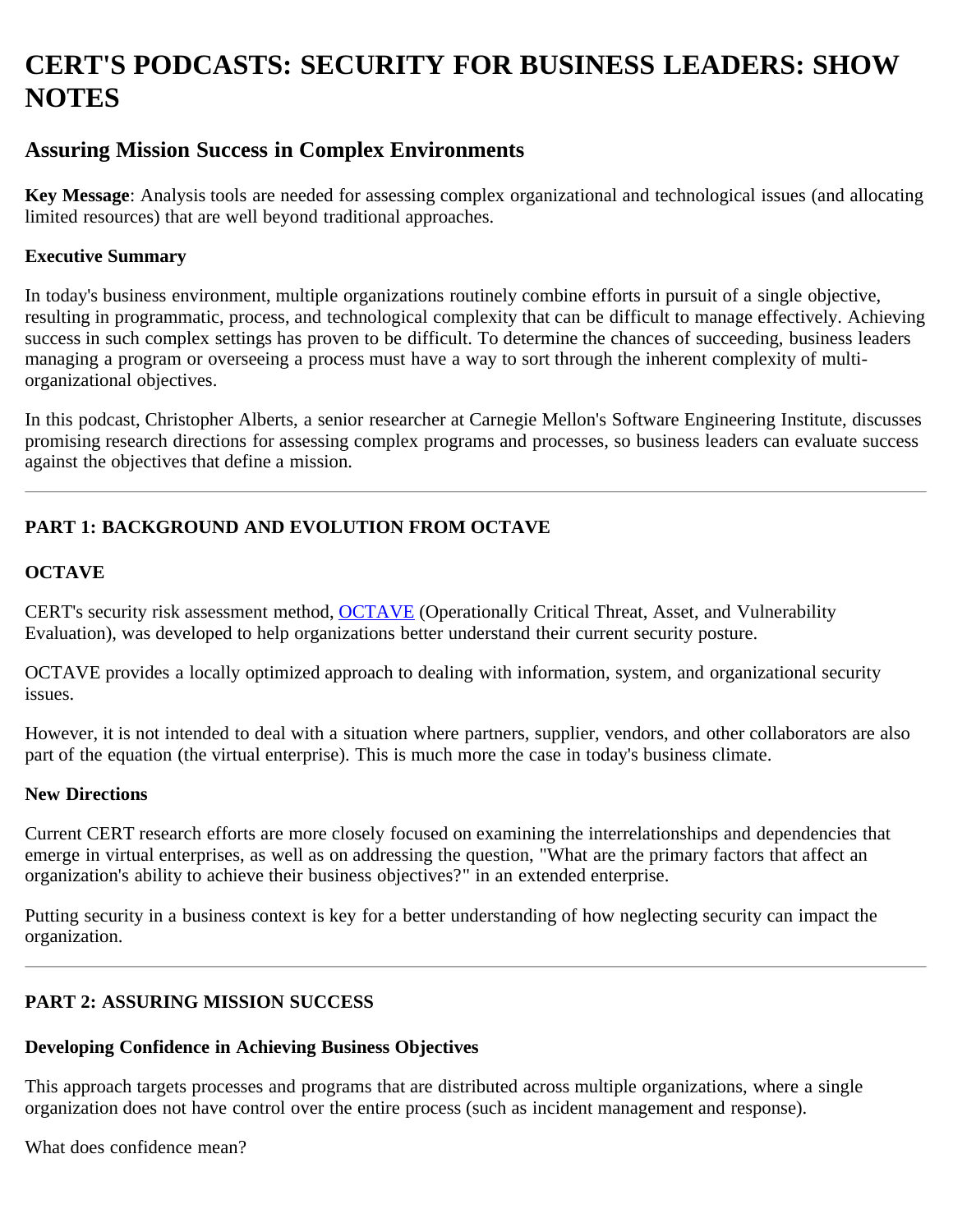# CERT'S PODCASTS: SECURITY FOR BUSINESS LEADERS: SHOW NOTES

## Assuring Mission Success in Complex Environments

**Key Message**: Analysis tools are needed for assessing complex organizational and technological issues (and allocating limited resources) that are well beyond traditional approaches.

**Executive Summary**

In today's business environment, multiple organizations routinely combine efforts in pursuit of a single objective, resulting in programmatic, process, and technological complexity that can be difficult to manage effectively. Achieving success in such complex settings has proven to be difficult. To determine the chances of succeeding, business leaders managing a program or overseeing a process must have a way to sort through the inherent complexity of multi-organizational objectives.

In this podcast, Christopher Alberts, a senior researcher at Carnegie Mellon's Software Engineering Institute, discusses promising research directions for assessing complex programs and processes, so business leaders can evaluate success against the objectives that define a mission.

---

**PART 1: BACKGROUND AND EVOLUTION FROM OCTAVE**

**OCTAVE**

CERT's security risk assessment method, OCTAVE (Operationally Critical Threat, Asset, and Vulnerability Evaluation), was developed to help organizations better understand their current security posture.

OCTAVE provides a locally optimized approach to dealing with information, system, and organizational security issues.

However, it is not intended to deal with a situation where partners, supplier, vendors, and other collaborators are also part of the equation (the virtual enterprise). This is much more the case in today's business climate.

**New Directions**

Current CERT research efforts are more closely focused on examining the interrelationships and dependencies that emerge in virtual enterprises, as well as on addressing the question, "What are the primary factors that affect an organization's ability to achieve their business objectives?" in an extended enterprise.

Putting security in a business context is key for a better understanding of how neglecting security can impact the organization.

---

**PART 2: ASSURING MISSION SUCCESS**

**Developing Confidence in Achieving Business Objectives**

This approach targets processes and programs that are distributed across multiple organizations, where a single organization does not have control over the entire process (such as incident management and response).

What does confidence mean?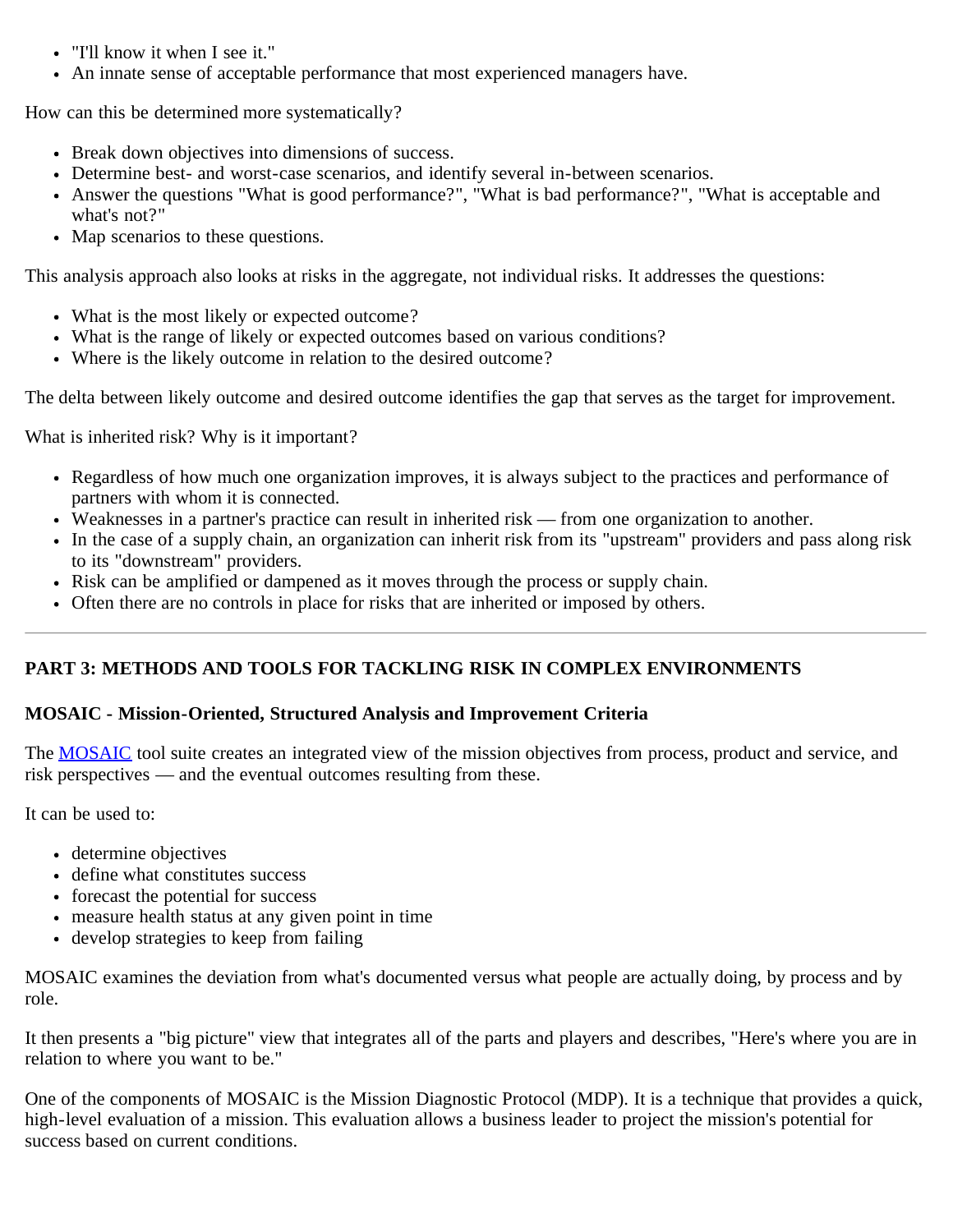- "I'll know it when I see it."
- An innate sense of acceptable performance that most experienced managers have.

How can this be determined more systematically?

- Break down objectives into dimensions of success.
- Determine best- and worst-case scenarios, and identify several in-between scenarios.
- Answer the questions "What is good performance?", "What is bad performance?", "What is acceptable and what's not?"
- Map scenarios to these questions.

This analysis approach also looks at risks in the aggregate, not individual risks. It addresses the questions:

- What is the most likely or expected outcome?
- What is the range of likely or expected outcomes based on various conditions?
- Where is the likely outcome in relation to the desired outcome?

The delta between likely outcome and desired outcome identifies the gap that serves as the target for improvement.

What is inherited risk? Why is it important?

- Regardless of how much one organization improves, it is always subject to the practices and performance of partners with whom it is connected.
- Weaknesses in a partner's practice can result in inherited risk — from one organization to another.
- In the case of a supply chain, an organization can inherit risk from its "upstream" providers and pass along risk to its "downstream" providers.
- Risk can be amplified or dampened as it moves through the process or supply chain.
- Often there are no controls in place for risks that are inherited or imposed by others.

---

## PART 3: METHODS AND TOOLS FOR TACKLING RISK IN COMPLEX ENVIRONMENTS

### MOSAIC - Mission-Oriented, Structured Analysis and Improvement Criteria

The MOSAIC tool suite creates an integrated view of the mission objectives from process, product and service, and risk perspectives — and the eventual outcomes resulting from these.

It can be used to:

- determine objectives
- define what constitutes success
- forecast the potential for success
- measure health status at any given point in time
- develop strategies to keep from failing

MOSAIC examines the deviation from what's documented versus what people are actually doing, by process and by role.

It then presents a "big picture" view that integrates all of the parts and players and describes, "Here's where you are in relation to where you want to be."

One of the components of MOSAIC is the Mission Diagnostic Protocol (MDP). It is a technique that provides a quick, high-level evaluation of a mission. This evaluation allows a business leader to project the mission's potential for success based on current conditions.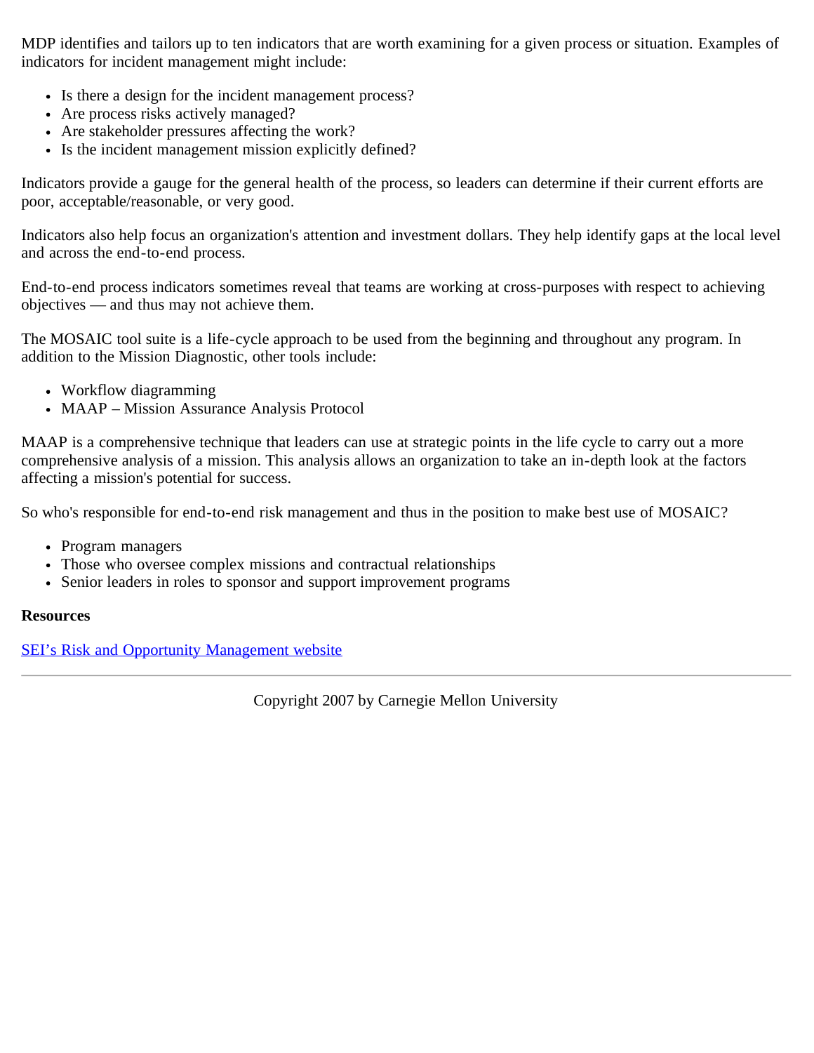MDP identifies and tailors up to ten indicators that are worth examining for a given process or situation. Examples of indicators for incident management might include:

- Is there a design for the incident management process?
- Are process risks actively managed?
- Are stakeholder pressures affecting the work?
- Is the incident management mission explicitly defined?

Indicators provide a gauge for the general health of the process, so leaders can determine if their current efforts are poor, acceptable/reasonable, or very good.

Indicators also help focus an organization's attention and investment dollars. They help identify gaps at the local level and across the end-to-end process.

End-to-end process indicators sometimes reveal that teams are working at cross-purposes with respect to achieving objectives — and thus may not achieve them.

The MOSAIC tool suite is a life-cycle approach to be used from the beginning and throughout any program. In addition to the Mission Diagnostic, other tools include:

- Workflow diagramming
- MAAP – Mission Assurance Analysis Protocol

MAAP is a comprehensive technique that leaders can use at strategic points in the life cycle to carry out a more comprehensive analysis of a mission. This analysis allows an organization to take an in-depth look at the factors affecting a mission's potential for success.

So who's responsible for end-to-end risk management and thus in the position to make best use of MOSAIC?

- Program managers
- Those who oversee complex missions and contractual relationships
- Senior leaders in roles to sponsor and support improvement programs

**Resources**

SEI's Risk and Opportunity Management website

---

Copyright 2007 by Carnegie Mellon University